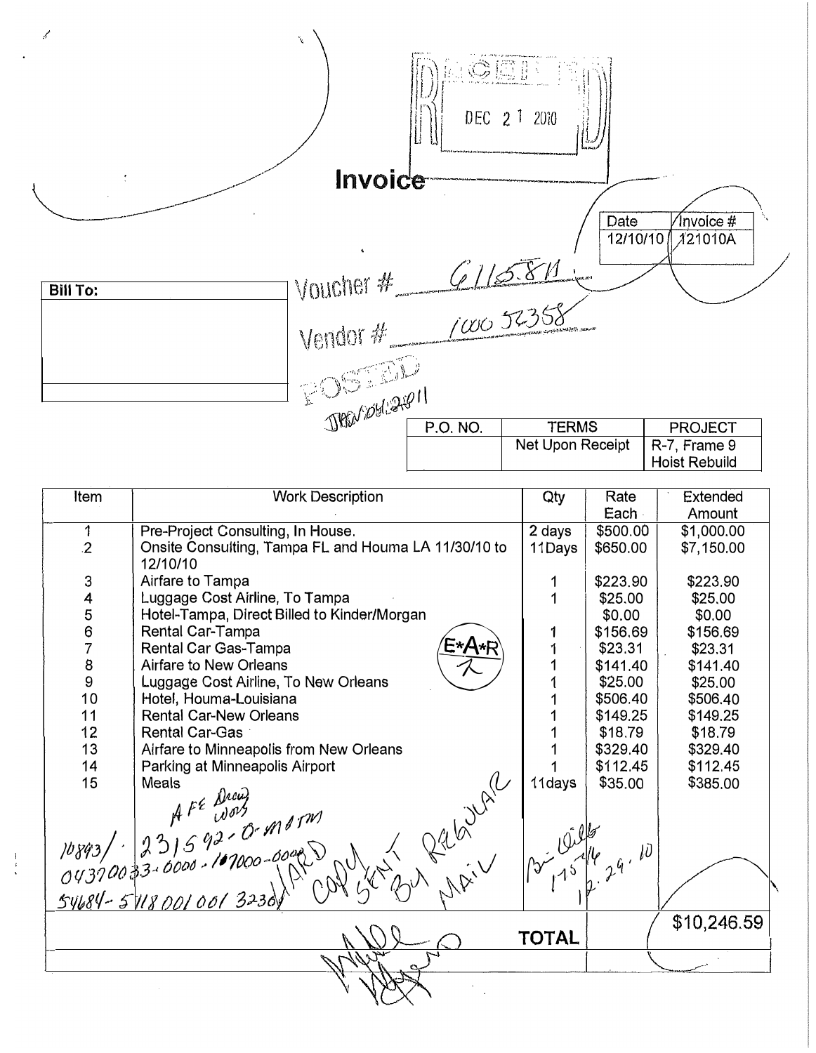RECEIVED
DEC 21 2010

# Invoice

| Date | Invoice # |
|---|---|
| 12/10/10 | 121010A |

**Bill To:**

Voucher # 611581

Vendor # 10052358

POSTED
JAN 04 2011

| P.O. NO. | TERMS | PROJECT |
|---|---|---|
| | Net Upon Receipt | R-7, Frame 9 Hoist Rebuild |

| Item | Work Description | Qty | Rate Each | Extended Amount |
|---|---|---|---|---|
| 1 | Pre-Project Consulting, In House. | 2 days | $500.00 | $1,000.00 |
| 2 | Onsite Consulting, Tampa FL and Houma LA 11/30/10 to 12/10/10 | 11Days | $650.00 | $7,150.00 |
| 3 | Airfare to Tampa | 1 | $223.90 | $223.90 |
| 4 | Luggage Cost Airline, To Tampa | 1 | $25.00 | $25.00 |
| 5 | Hotel-Tampa, Direct Billed to Kinder/Morgan | | $0.00 | $0.00 |
| 6 | Rental Car-Tampa | 1 | $156.69 | $156.69 |
| 7 | Rental Car Gas-Tampa | 1 | $23.31 | $23.31 |
| 8 | Airfare to New Orleans | 1 | $141.40 | $141.40 |
| 9 | Luggage Cost Airline, To New Orleans | 1 | $25.00 | $25.00 |
| 10 | Hotel, Houma-Louisiana | 1 | $506.40 | $506.40 |
| 11 | Rental Car-New Orleans | 1 | $149.25 | $149.25 |
| 12 | Rental Car-Gas | 1 | $18.79 | $18.79 |
| 13 | Airfare to Minneapolis from New Orleans | 1 | $329.40 | $329.40 |
| 14 | Parking at Minneapolis Airport | 1 | $112.45 | $112.45 |
| 15 | Meals | 11days | $35.00 | $385.00 |
| | AFE Drew Work 10893/ 231592-O-MOTM 04370033-0000-107000-0000 54684-5118001001 3230 HARD COPY SENT BY REGULAR MAIL | | | |
| | | | **TOTAL** | $10,246.59 |

E*A*R

Bi-Wills 175-16 12.29.10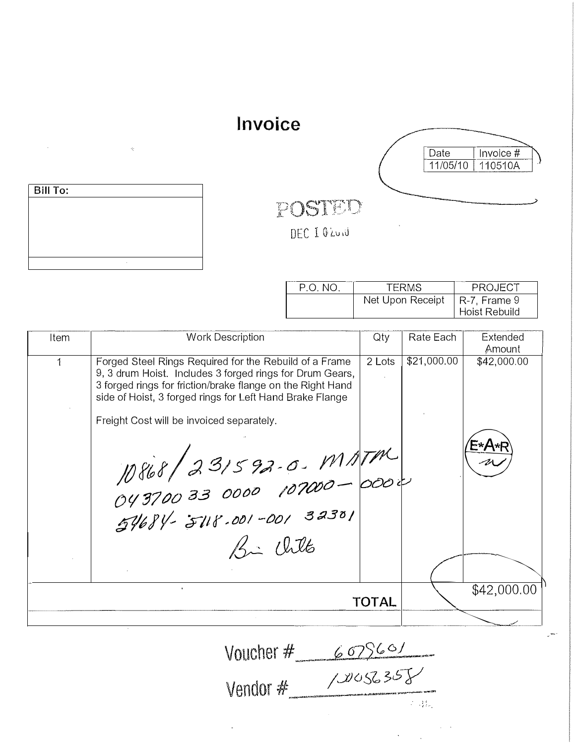# Invoice

| Date | Invoice # |
|---|---|
| 11/05/10 | 110510A |

**Bill To:**

POSTED

DEC 10 2010

| P.O. NO. | TERMS | PROJECT |
|---|---|---|
| | Net Upon Receipt | R-7, Frame 9 Hoist Rebuild |

| Item | Work Description | Qty | Rate Each | Extended Amount |
|---|---|---|---|---|
| 1 | Forged Steel Rings Required for the Rebuild of a Frame 9, 3 drum Hoist. Includes 3 forged rings for Drum Gears, 3 forged rings for friction/brake flange on the Right Hand side of Hoist, 3 forged rings for Left Hand Brake Flange<br><br>Freight Cost will be invoiced separately.<br><br>10868 / 231592-0- MATM<br>04370033 0000 107000-0000<br>54684-5118.001-001 32301<br>Bi Chilts | 2 Lots | $21,000.00 | $42,000.00<br><br>E*A*R |
| | **TOTAL** | | | $42,000.00 |

Voucher # 605601

Vendor # 10056358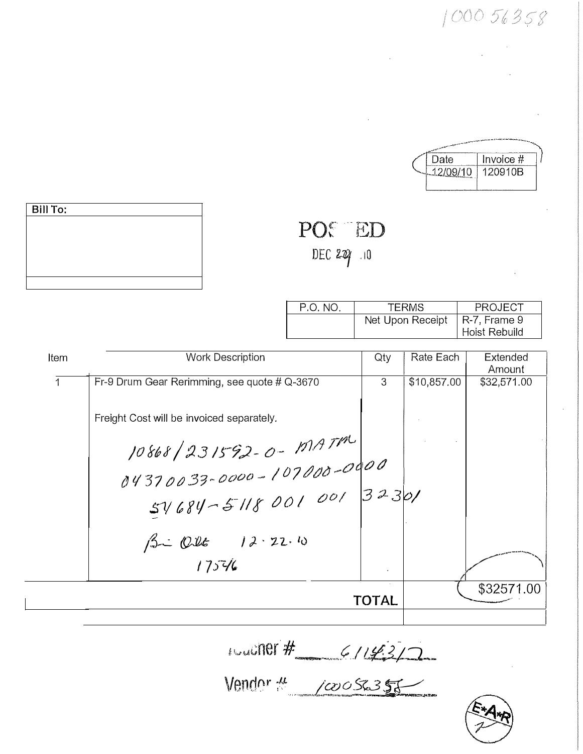1000 56358

| Date | Invoice # |
| --- | --- |
| 12/09/10 | 120910B |

| Bill To: |
| --- |
| |

POSTED

DEC 29 10

| P.O. NO. | TERMS | PROJECT |
| --- | --- | --- |
| | Net Upon Receipt | R-7, Frame 9 Hoist Rebuild |

| Item | Work Description | Qty | Rate Each | Extended Amount |
| --- | --- | --- | --- | --- |
| 1 | Fr-9 Drum Gear Rerimming, see quote # Q-3670 | 3 | $10,857.00 | $32,571.00 |
| | Freight Cost will be invoiced separately. | | | |
| | 10868/231592-0- MATM | | | |
| | 04370033-0000-107000-0000 | | | |
| | 54684-5118 001 001 32301 | | | |
| | 12.22.10 | | | |
| | 17546 | | | |
| | | TOTAL | | $32571.00 |

Voucher # 611431?

Vendor # 10005635?

E*A*R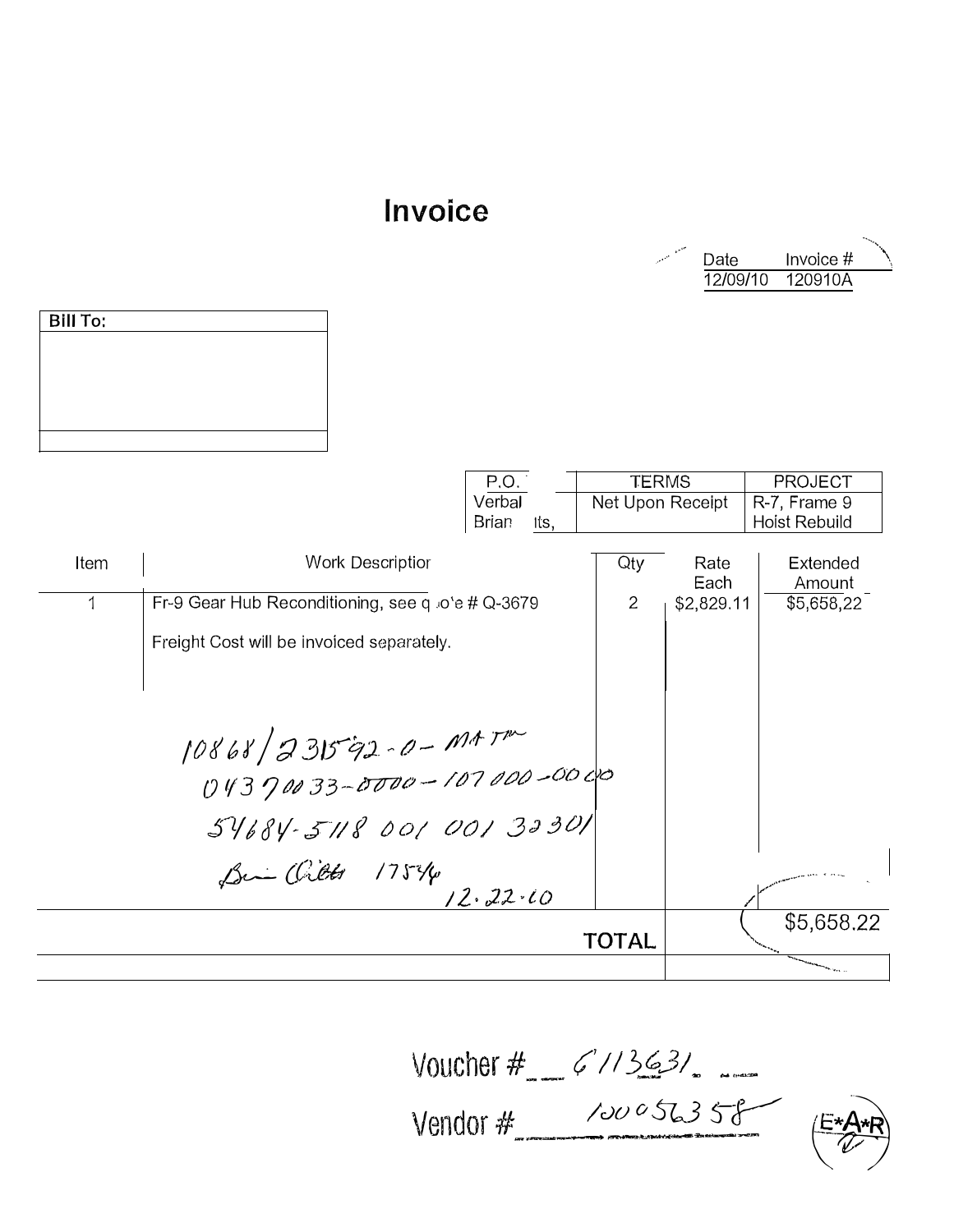# Invoice

| Date | Invoice # |
|---|---|
| 12/09/10 | 120910A |

| Bill To: |
|---|
| |

| P.O. | TERMS | PROJECT |
|---|---|---|
| Verbal Brian  lts, | Net Upon Receipt | R-7, Frame 9 Hoist Rebuild |

| Item | Work Description | Qty | Rate Each | Extended Amount |
|---|---|---|---|---|
| 1 | Fr-9 Gear Hub Reconditioning, see quote # Q-3679 | 2 | $2,829.11 | $5,658.22 |
| | Freight Cost will be invoiced separately. | | | |
| | 10868/231592-0-MATM<br>04370033-0000-107000-0000<br>54684-5118 001 001 32301<br>Brian Cilets 17546<br>12.22.10 | | | |
| | | TOTAL | | $5,658.22 |

Voucher # 6113631

Vendor # 10005635 8

E*A*R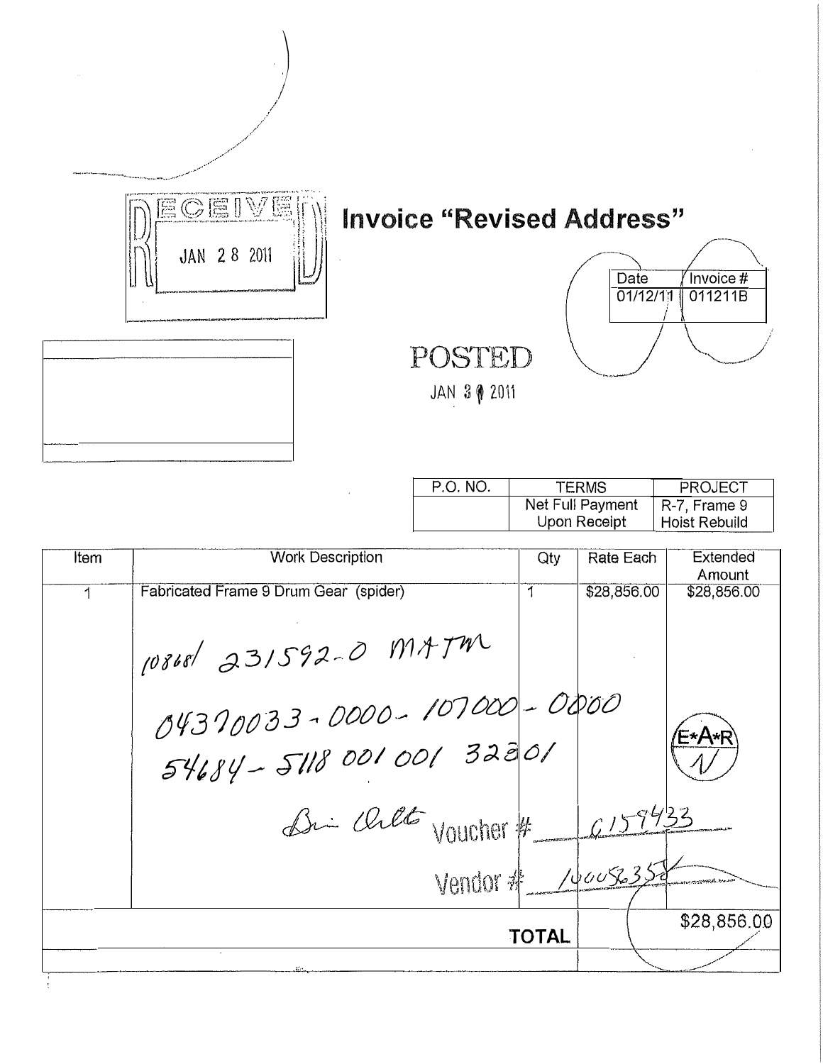RECEIVED JAN 28 2011

# Invoice "Revised Address"

| Date | Invoice # |
|---|---|
| 01/12/11 | 011211B |

POSTED
JAN 30 2011

| P.O. NO. | TERMS | PROJECT |
|---|---|---|
| | Net Full Payment Upon Receipt | R-7, Frame 9 Hoist Rebuild |

| Item | Work Description | Qty | Rate Each | Extended Amount |
|---|---|---|---|---|
| 1 | Fabricated Frame 9 Drum Gear (spider) | 1 | $28,856.00 | $28,856.00 |
| | 10868/ 231592-0 MATM | | | |
| | 04370033-0000-107000-0000 | | | |
| | 54684-5118 001 001 32301 | | | E*A*R |
| | Voucher # 0159433 | | | |
| | Vendor # 100056358 | | | |
| | | **TOTAL** | | $28,856.00 |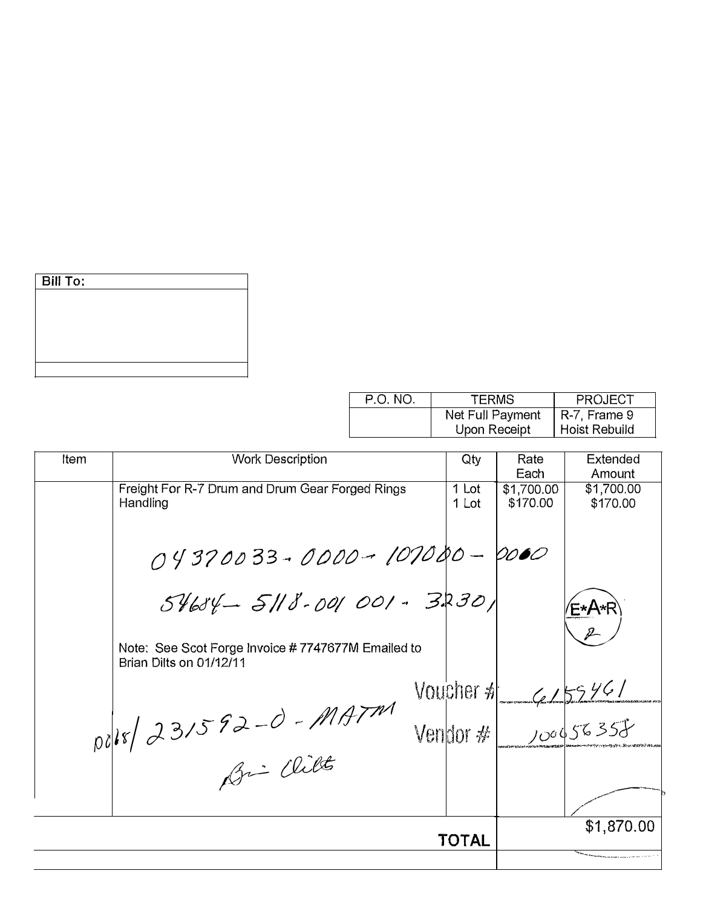| Bill To: |
| --- |
| |

| P.O. NO. | TERMS | PROJECT |
| --- | --- | --- |
| | Net Full Payment Upon Receipt | R-7, Frame 9 Hoist Rebuild |

| Item | Work Description | Qty | Rate Each | Extended Amount |
| --- | --- | --- | --- | --- |
| | Freight For R-7 Drum and Drum Gear Forged Rings | 1 Lot | $1,700.00 | $1,700.00 |
| | Handling | 1 Lot | $170.00 | $170.00 |
| | 04370033-0000-107000-0060 | | | |
| | 54684-5118-001 001-32301 | | | E*A*R |
| | Note: See Scot Forge Invoice # 7747677M Emailed to Brian Dilts on 01/12/11 | | | |
| | | Voucher # | 6159461 | |
| | 0018/231592-0-MATM | Vendor # | 100656358 | |
| | Bri Dilts | | | |
| | | **TOTAL** | | $1,870.00 |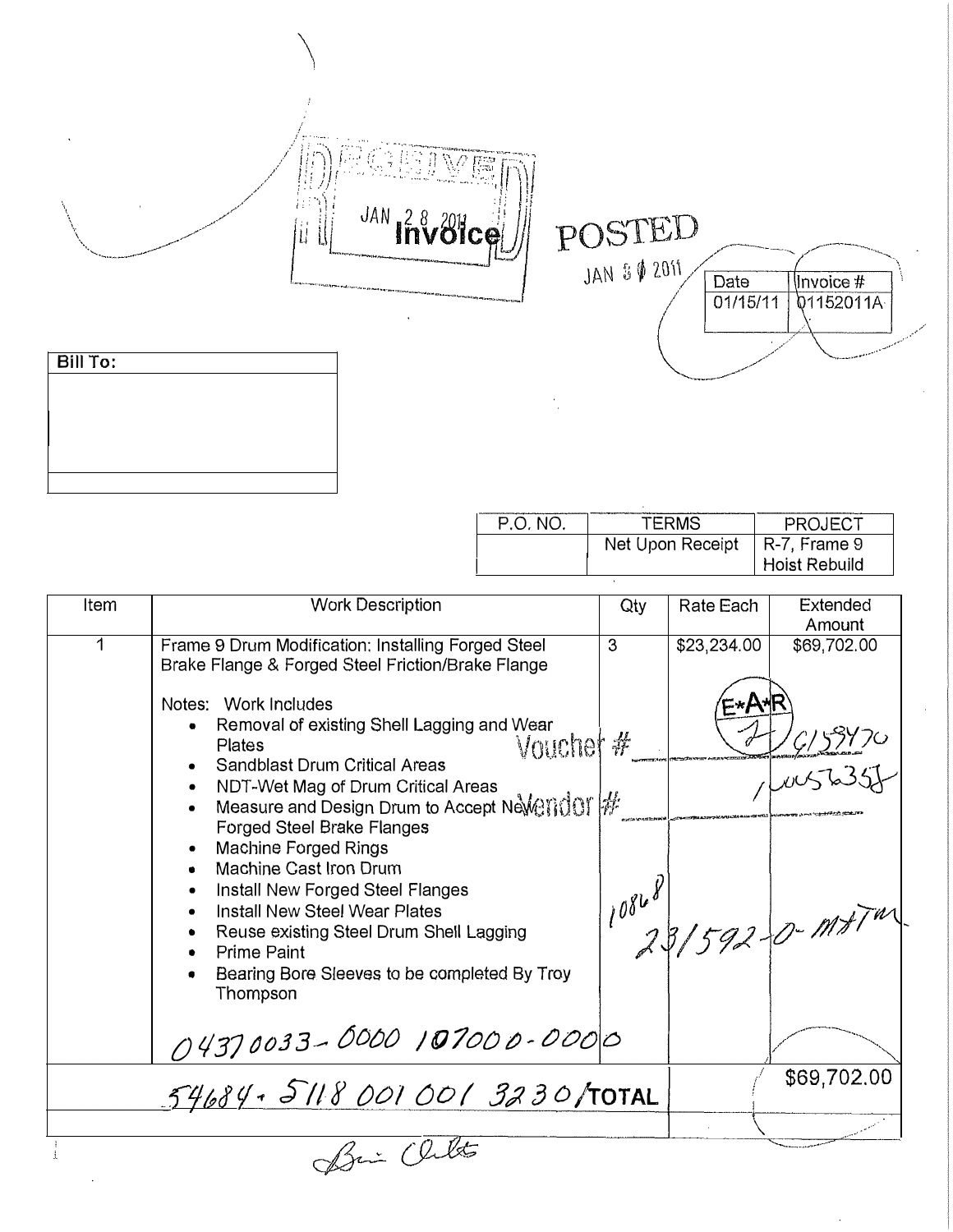RECEIVED JAN 28 2011

# Invoice

POSTED JAN 30 2011

| Date | Invoice # |
|---|---|
| 01/15/11 | 01152011A |

| Bill To: |
|---|
| |

| P.O. NO. | TERMS | PROJECT |
|---|---|---|
| | Net Upon Receipt | R-7, Frame 9 Hoist Rebuild |

| Item | Work Description | Qty | Rate Each | Extended Amount |
|---|---|---|---|---|
| 1 | Frame 9 Drum Modification: Installing Forged Steel Brake Flange & Forged Steel Friction/Brake Flange | 3 | $23,234.00 | $69,702.00 |
| | Notes: Work Includes<br>• Removal of existing Shell Lagging and Wear Plates<br>• Sandblast Drum Critical Areas<br>• NDT-Wet Mag of Drum Critical Areas<br>• Measure and Design Drum to Accept New Forged Steel Brake Flanges<br>• Machine Forged Rings<br>• Machine Cast Iron Drum<br>• Install New Forged Steel Flanges<br>• Install New Steel Wear Plates<br>• Reuse existing Steel Drum Shell Lagging<br>• Prime Paint<br>• Bearing Bore Sleeves to be completed By Troy Thompson<br><br>04370033-0000 107000-0000 | | | |
| | 54684-5118 001 001 3230 **TOTAL** | | | $69,702.00 |

E*A*R

Voucher # 6159470

Vendor # 1005635

10868

231592-0-MTM

Bri Chilts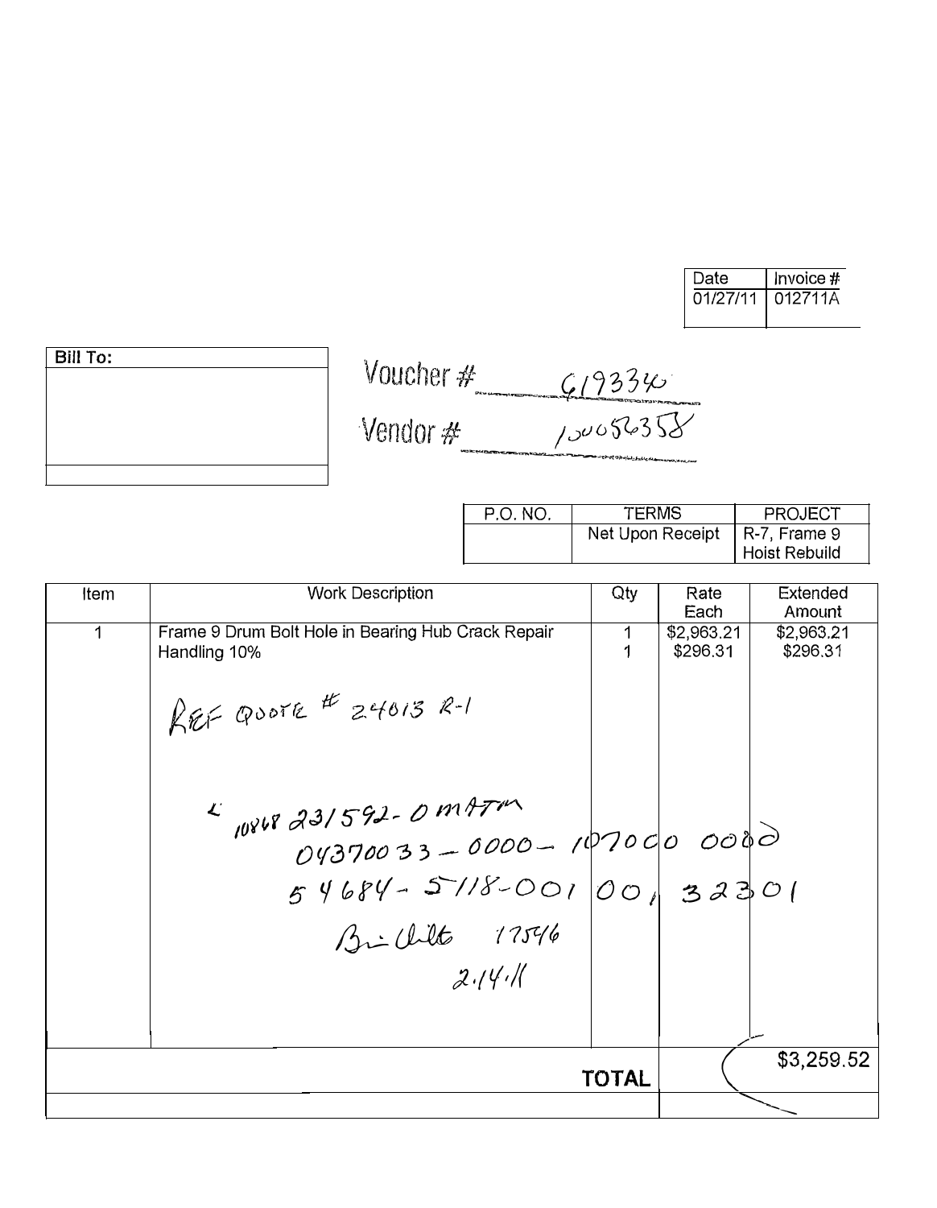| Date | Invoice # |
|---|---|
| 01/27/11 | 012711A |

**Bill To:**

Voucher # 619334

Vendor # 100056358

| P.O. NO. | TERMS | PROJECT |
|---|---|---|
| | Net Upon Receipt | R-7, Frame 9 Hoist Rebuild |

| Item | Work Description | Qty | Rate Each | Extended Amount |
|---|---|---|---|---|
| 1 | Frame 9 Drum Bolt Hole in Bearing Hub Crack Repair | 1 | $2,963.21 | $2,963.21 |
| | Handling 10% | 1 | $296.31 | $296.31 |
| | REF QUOTE # 24013 R-1 | | | |
| | L 10868 231592-0 MATM | | | |
| | 04370033 – 0000 – 107000 0080 | | | |
| | 54684 - 5118 - 001 00, 32301 | | | |
| | Bri Chilts 17546 | | | |
| | 2.14.11 | | | |
| | **TOTAL** | | | $3,259.52 |